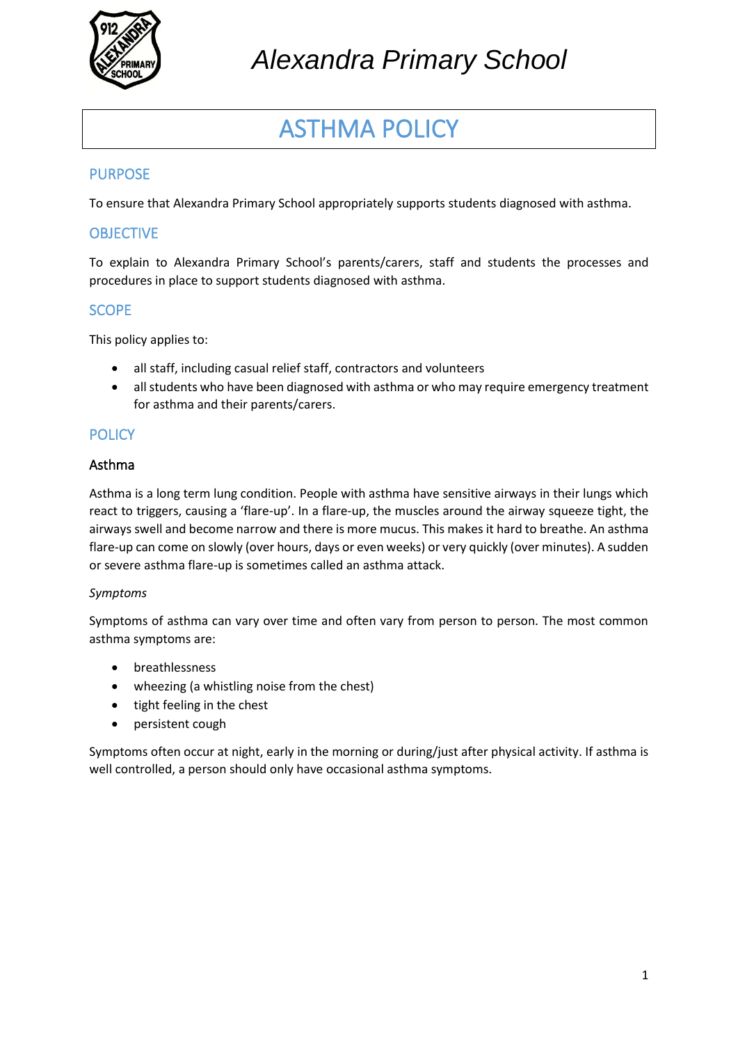# Alexandra Primary School

# ASTHMA POLICY

## PURPOSE

To ensure that Alexandra Primary School appropriately supports students diagnosed with asthma.

## OBJECTIVE

To explain to Alexandra Primary School's parents/carers, staff and students the processes and procedures in place to support students diagnosed with asthma.

## SCOPE

This policy applies to:

- all staff, including casual relief staff, contractors and volunteers
- all students who have been diagnosed with asthma or who may require emergency treatment for asthma and their parents/carers.

## POLICY

### Asthma

Asthma is a long term lung condition. People with asthma have sensitive airways in their lungs which react to triggers, causing a 'flare-up'. In a flare-up, the muscles around the airway squeeze tight, the airways swell and become narrow and there is more mucus. This makes it hard to breathe. An asthma flare-up can come on slowly (over hours, days or even weeks) or very quickly (over minutes). A sudden or severe asthma flare-up is sometimes called an asthma attack.

*Symptoms*

Symptoms of asthma can vary over time and often vary from person to person. The most common asthma symptoms are:

- breathlessness
- wheezing (a whistling noise from the chest)
- tight feeling in the chest
- persistent cough

Symptoms often occur at night, early in the morning or during/just after physical activity. If asthma is well controlled, a person should only have occasional asthma symptoms.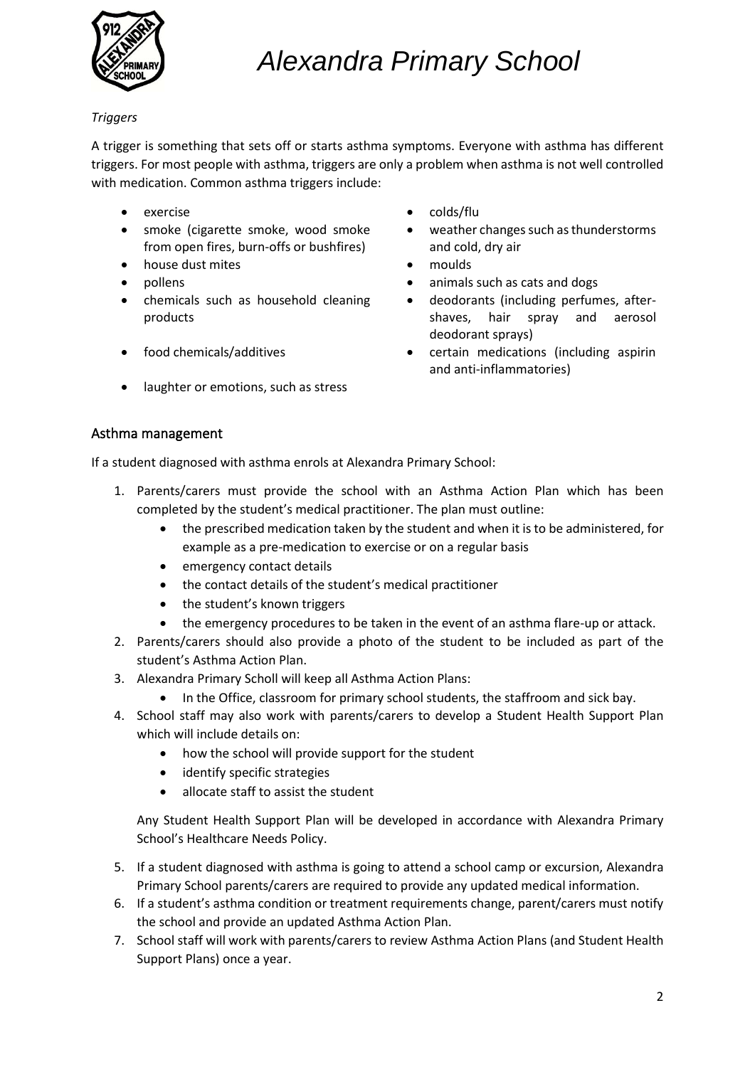*Triggers*

A trigger is something that sets off or starts asthma symptoms. Everyone with asthma has different triggers. For most people with asthma, triggers are only a problem when asthma is not well controlled with medication. Common asthma triggers include:

- exercise
- smoke (cigarette smoke, wood smoke from open fires, burn-offs or bushfires)
- house dust mites
- pollens
- chemicals such as household cleaning products
- food chemicals/additives
- laughter or emotions, such as stress
- colds/flu
- weather changes such as thunderstorms and cold, dry air
- moulds
- animals such as cats and dogs
- deodorants (including perfumes, after-shaves, hair spray and aerosol deodorant sprays)
- certain medications (including aspirin and anti-inflammatories)

## Asthma management

If a student diagnosed with asthma enrols at Alexandra Primary School:

1. Parents/carers must provide the school with an Asthma Action Plan which has been completed by the student's medical practitioner. The plan must outline:
   - the prescribed medication taken by the student and when it is to be administered, for example as a pre-medication to exercise or on a regular basis
   - emergency contact details
   - the contact details of the student's medical practitioner
   - the student's known triggers
   - the emergency procedures to be taken in the event of an asthma flare-up or attack.
2. Parents/carers should also provide a photo of the student to be included as part of the student's Asthma Action Plan.
3. Alexandra Primary Scholl will keep all Asthma Action Plans:
   - In the Office, classroom for primary school students, the staffroom and sick bay.
4. School staff may also work with parents/carers to develop a Student Health Support Plan which will include details on:
   - how the school will provide support for the student
   - identify specific strategies
   - allocate staff to assist the student

   Any Student Health Support Plan will be developed in accordance with Alexandra Primary School's Healthcare Needs Policy.
5. If a student diagnosed with asthma is going to attend a school camp or excursion, Alexandra Primary School parents/carers are required to provide any updated medical information.
6. If a student's asthma condition or treatment requirements change, parent/carers must notify the school and provide an updated Asthma Action Plan.
7. School staff will work with parents/carers to review Asthma Action Plans (and Student Health Support Plans) once a year.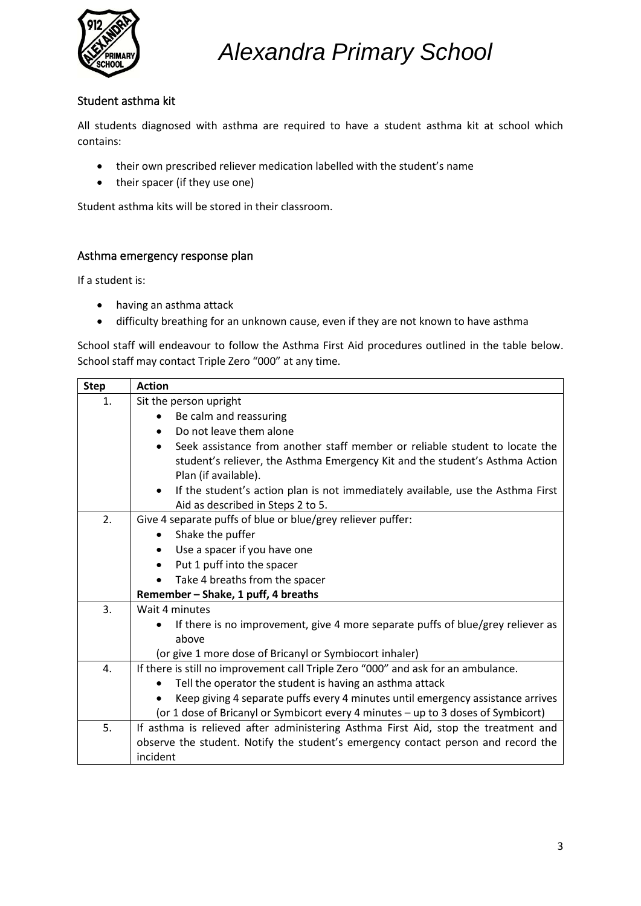## Student asthma kit

All students diagnosed with asthma are required to have a student asthma kit at school which contains:

- their own prescribed reliever medication labelled with the student's name
- their spacer (if they use one)

Student asthma kits will be stored in their classroom.

## Asthma emergency response plan

If a student is:

- having an asthma attack
- difficulty breathing for an unknown cause, even if they are not known to have asthma

School staff will endeavour to follow the Asthma First Aid procedures outlined in the table below. School staff may contact Triple Zero "000" at any time.

| Step | Action |
| --- | --- |
| 1. | Sit the person upright<br>• Be calm and reassuring<br>• Do not leave them alone<br>• Seek assistance from another staff member or reliable student to locate the student's reliever, the Asthma Emergency Kit and the student's Asthma Action Plan (if available).<br>• If the student's action plan is not immediately available, use the Asthma First Aid as described in Steps 2 to 5. |
| 2. | Give 4 separate puffs of blue or blue/grey reliever puffer:<br>• Shake the puffer<br>• Use a spacer if you have one<br>• Put 1 puff into the spacer<br>• Take 4 breaths from the spacer<br>**Remember – Shake, 1 puff, 4 breaths** |
| 3. | Wait 4 minutes<br>• If there is no improvement, give 4 more separate puffs of blue/grey reliever as above<br>(or give 1 more dose of Bricanyl or Symbiocort inhaler) |
| 4. | If there is still no improvement call Triple Zero "000" and ask for an ambulance.<br>• Tell the operator the student is having an asthma attack<br>• Keep giving 4 separate puffs every 4 minutes until emergency assistance arrives<br>(or 1 dose of Bricanyl or Symbicort every 4 minutes – up to 3 doses of Symbicort) |
| 5. | If asthma is relieved after administering Asthma First Aid, stop the treatment and observe the student. Notify the student's emergency contact person and record the incident |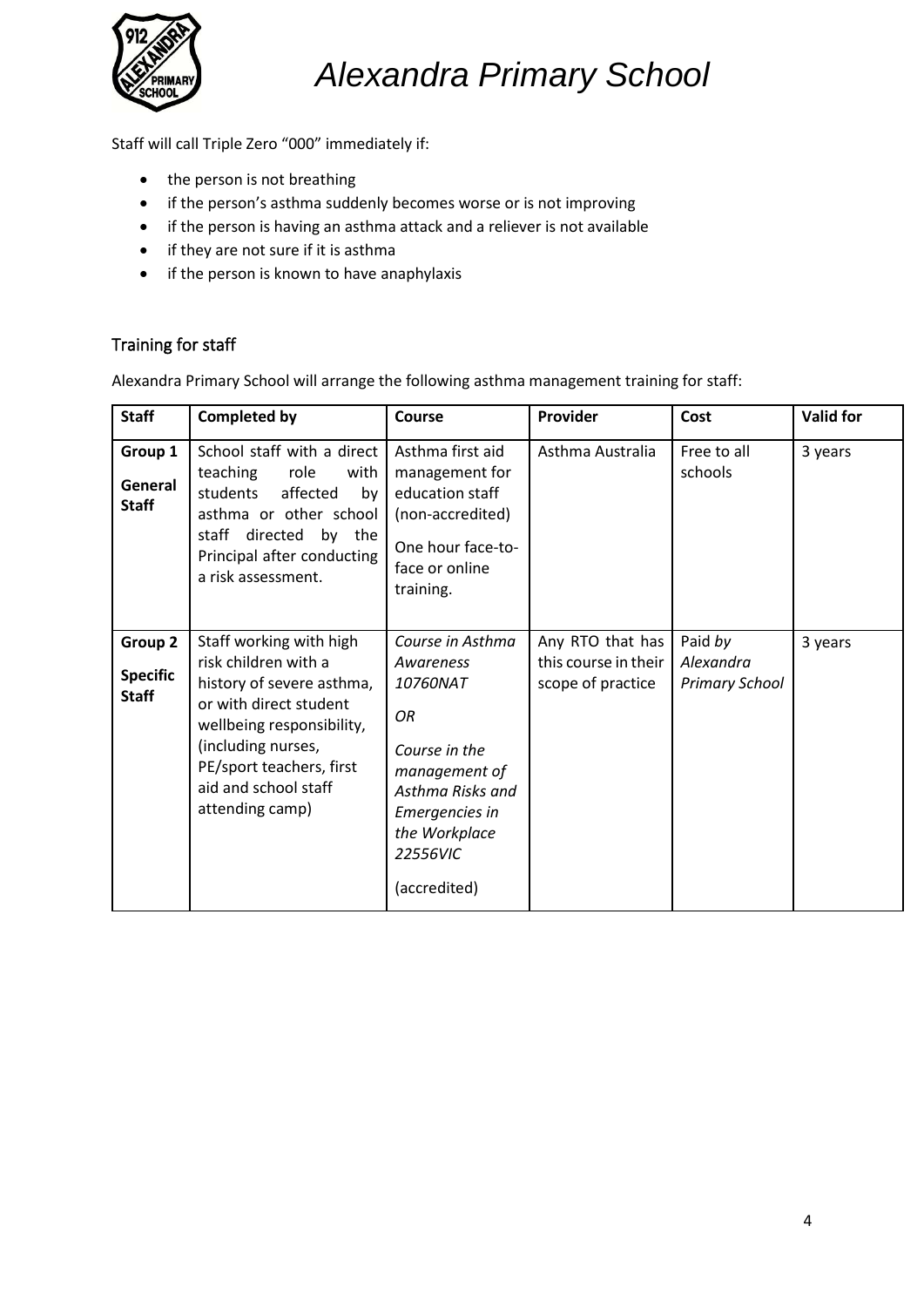Staff will call Triple Zero "000" immediately if:

- the person is not breathing
- if the person's asthma suddenly becomes worse or is not improving
- if the person is having an asthma attack and a reliever is not available
- if they are not sure if it is asthma
- if the person is known to have anaphylaxis

## Training for staff

Alexandra Primary School will arrange the following asthma management training for staff:

| Staff | Completed by | Course | Provider | Cost | Valid for |
|---|---|---|---|---|---|
| **Group 1** **General Staff** | School staff with a direct teaching role with students affected by asthma or other school staff directed by the Principal after conducting a risk assessment. | Asthma first aid management for education staff (non-accredited) One hour face-to-face or online training. | Asthma Australia | Free to all schools | 3 years |
| **Group 2** **Specific Staff** | Staff working with high risk children with a history of severe asthma, or with direct student wellbeing responsibility, (including nurses, PE/sport teachers, first aid and school staff attending camp) | *Course in Asthma Awareness 10760NAT* *OR* *Course in the management of Asthma Risks and Emergencies in the Workplace 22556VIC* (accredited) | Any RTO that has this course in their scope of practice | Paid *by Alexandra Primary School* | 3 years |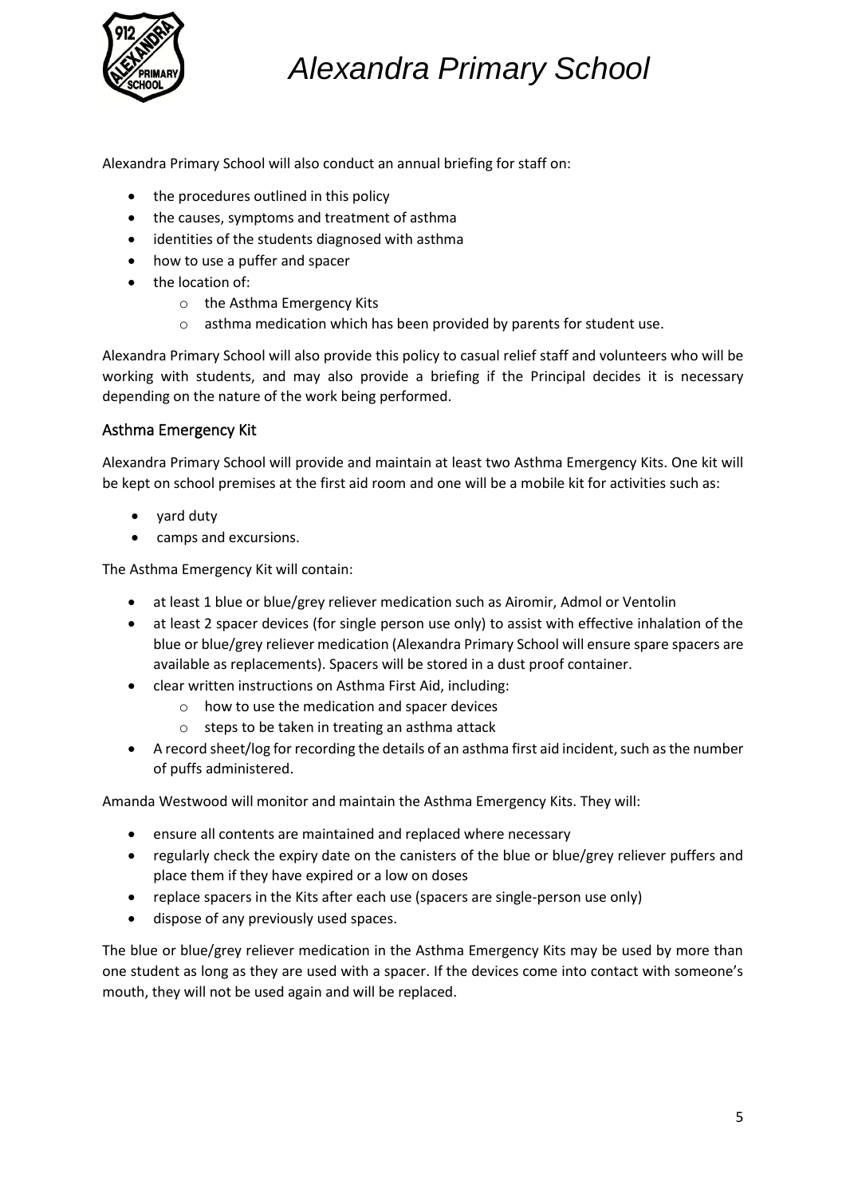Alexandra Primary School will also conduct an annual briefing for staff on:

- the procedures outlined in this policy
- the causes, symptoms and treatment of asthma
- identities of the students diagnosed with asthma
- how to use a puffer and spacer
- the location of:
    - the Asthma Emergency Kits
    - asthma medication which has been provided by parents for student use.

Alexandra Primary School will also provide this policy to casual relief staff and volunteers who will be working with students, and may also provide a briefing if the Principal decides it is necessary depending on the nature of the work being performed.

## Asthma Emergency Kit

Alexandra Primary School will provide and maintain at least two Asthma Emergency Kits. One kit will be kept on school premises at the first aid room and one will be a mobile kit for activities such as:

- yard duty
- camps and excursions.

The Asthma Emergency Kit will contain:

- at least 1 blue or blue/grey reliever medication such as Airomir, Admol or Ventolin
- at least 2 spacer devices (for single person use only) to assist with effective inhalation of the blue or blue/grey reliever medication (Alexandra Primary School will ensure spare spacers are available as replacements). Spacers will be stored in a dust proof container.
- clear written instructions on Asthma First Aid, including:
    - how to use the medication and spacer devices
    - steps to be taken in treating an asthma attack
- A record sheet/log for recording the details of an asthma first aid incident, such as the number of puffs administered.

Amanda Westwood will monitor and maintain the Asthma Emergency Kits. They will:

- ensure all contents are maintained and replaced where necessary
- regularly check the expiry date on the canisters of the blue or blue/grey reliever puffers and place them if they have expired or a low on doses
- replace spacers in the Kits after each use (spacers are single-person use only)
- dispose of any previously used spaces.

The blue or blue/grey reliever medication in the Asthma Emergency Kits may be used by more than one student as long as they are used with a spacer. If the devices come into contact with someone's mouth, they will not be used again and will be replaced.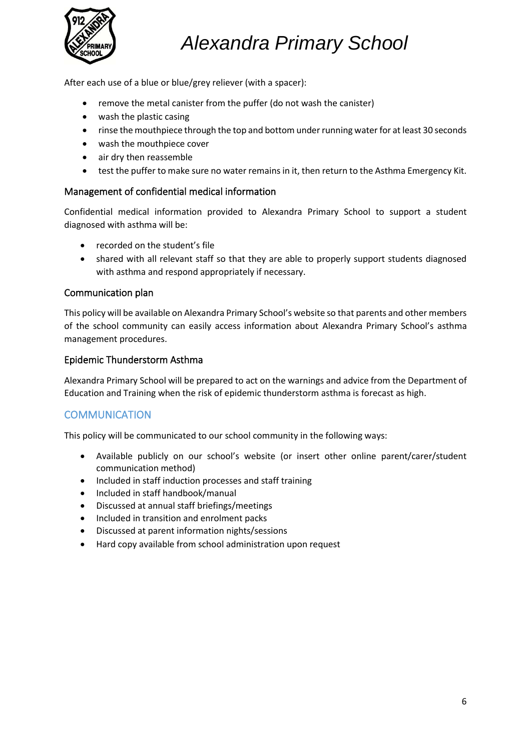After each use of a blue or blue/grey reliever (with a spacer):

- remove the metal canister from the puffer (do not wash the canister)
- wash the plastic casing
- rinse the mouthpiece through the top and bottom under running water for at least 30 seconds
- wash the mouthpiece cover
- air dry then reassemble
- test the puffer to make sure no water remains in it, then return to the Asthma Emergency Kit.

### Management of confidential medical information

Confidential medical information provided to Alexandra Primary School to support a student diagnosed with asthma will be:

- recorded on the student's file
- shared with all relevant staff so that they are able to properly support students diagnosed with asthma and respond appropriately if necessary.

### Communication plan

This policy will be available on Alexandra Primary School's website so that parents and other members of the school community can easily access information about Alexandra Primary School's asthma management procedures.

### Epidemic Thunderstorm Asthma

Alexandra Primary School will be prepared to act on the warnings and advice from the Department of Education and Training when the risk of epidemic thunderstorm asthma is forecast as high.

## COMMUNICATION

This policy will be communicated to our school community in the following ways:

- Available publicly on our school's website (or insert other online parent/carer/student communication method)
- Included in staff induction processes and staff training
- Included in staff handbook/manual
- Discussed at annual staff briefings/meetings
- Included in transition and enrolment packs
- Discussed at parent information nights/sessions
- Hard copy available from school administration upon request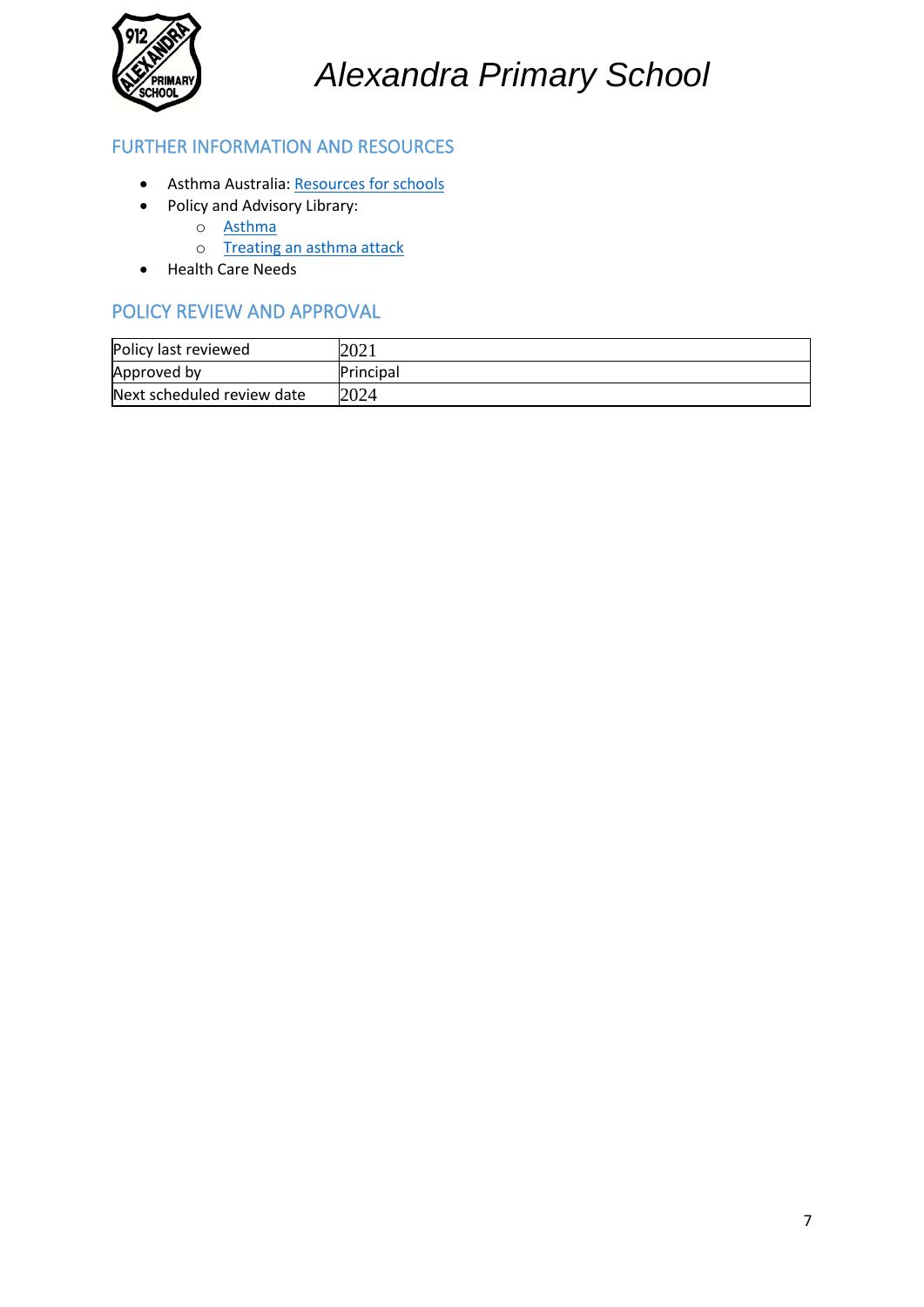## FURTHER INFORMATION AND RESOURCES

- Asthma Australia: [Resources for schools]
- Policy and Advisory Library:
  - [Asthma]
  - [Treating an asthma attack]
- Health Care Needs

## POLICY REVIEW AND APPROVAL

| | |
|---|---|
| Policy last reviewed | 2021 |
| Approved by | Principal |
| Next scheduled review date | 2024 |